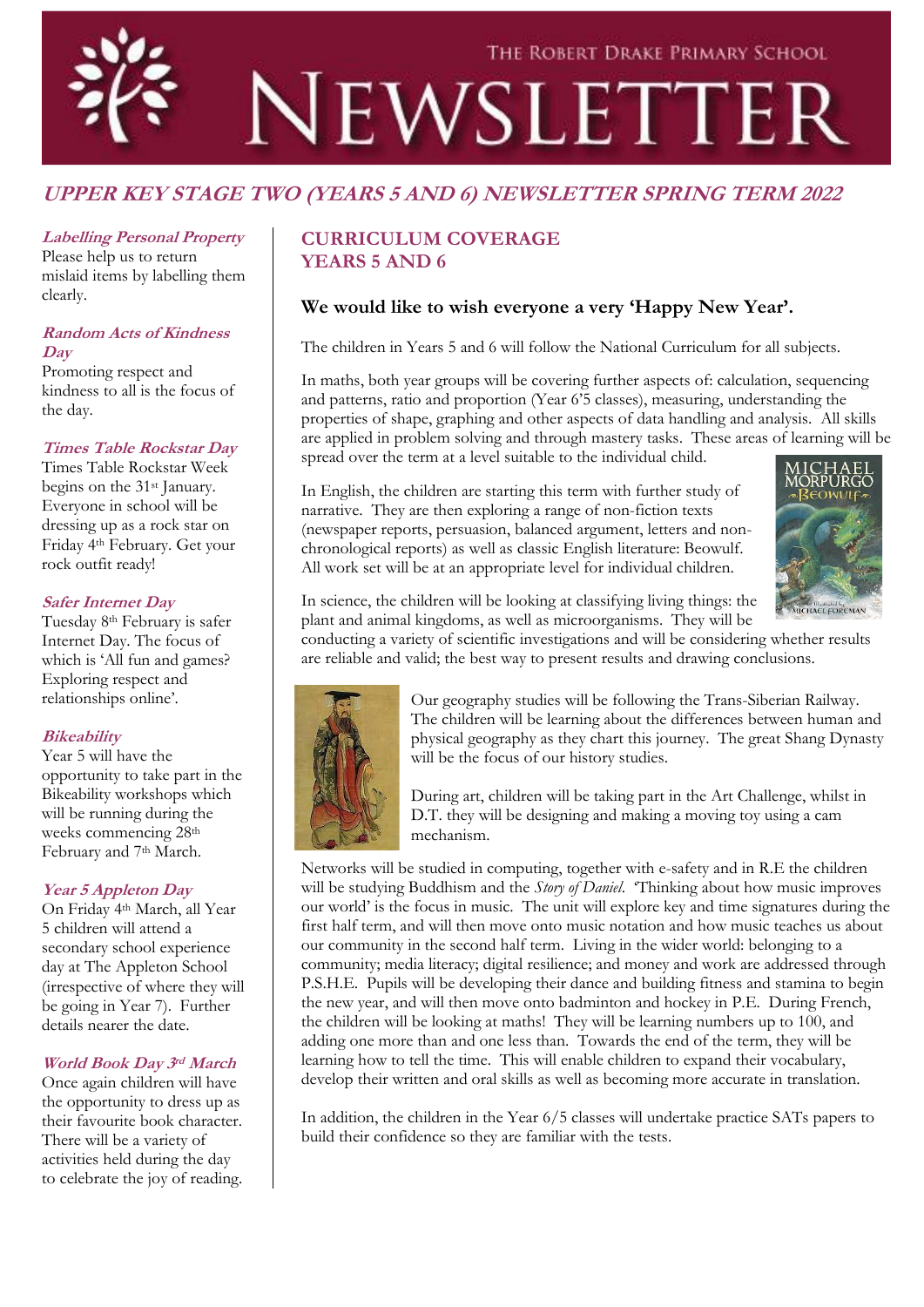# THE ROBERT DRAKE PRIMARY SCHOOL NEWSLETTER

## UPPER KEY STAGE TWO (YEARS 5 AND 6) NEWSLETTER SPRING TERM 2022

## CURRICULUM COVERAGE YEARS 5 AND 6

### We would like to wish everyone a very 'Happy New Year'.

The children in Years 5 and 6 will follow the National Curriculum for all subjects.

In maths, both year groups will be covering further aspects of: calculation, sequencing and patterns, ratio and proportion (Year 6'5 classes), measuring, understanding the properties of shape, graphing and other aspects of data handling and analysis. All skills are applied in problem solving and through mastery tasks. These areas of learning will be spread over the term at a level suitable to the individual child.

In English, the children are starting this term with further study of narrative. They are then exploring a range of non-fiction texts (newspaper reports, persuasion, balanced argument, letters and non-chronological reports) as well as classic English literature: Beowulf. All work set will be at an appropriate level for individual children.

In science, the children will be looking at classifying living things: the plant and animal kingdoms, as well as microorganisms. They will be conducting a variety of scientific investigations and will be considering whether results are reliable and valid; the best way to present results and drawing conclusions.

Our geography studies will be following the Trans-Siberian Railway. The children will be learning about the differences between human and physical geography as they chart this journey. The great Shang Dynasty will be the focus of our history studies.

During art, children will be taking part in the Art Challenge, whilst in D.T. they will be designing and making a moving toy using a cam mechanism.

Networks will be studied in computing, together with e-safety and in R.E the children will be studying Buddhism and the *Story of Daniel*. 'Thinking about how music improves our world' is the focus in music. The unit will explore key and time signatures during the first half term, and will then move onto music notation and how music teaches us about our community in the second half term. Living in the wider world: belonging to a community; media literacy; digital resilience; and money and work are addressed through P.S.H.E. Pupils will be developing their dance and building fitness and stamina to begin the new year, and will then move onto badminton and hockey in P.E. During French, the children will be looking at maths! They will be learning numbers up to 100, and adding one more than and one less than. Towards the end of the term, they will be learning how to tell the time. This will enable children to expand their vocabulary, develop their written and oral skills as well as becoming more accurate in translation.

In addition, the children in the Year 6/5 classes will undertake practice SATs papers to build their confidence so they are familiar with the tests.

***Labelling Personal Property***

Please help us to return mislaid items by labelling them clearly.

***Random Acts of Kindness Day***

Promoting respect and kindness to all is the focus of the day.

***Times Table Rockstar Day***

Times Table Rockstar Week begins on the 31st January. Everyone in school will be dressing up as a rock star on Friday 4th February. Get your rock outfit ready!

***Safer Internet Day***

Tuesday 8th February is safer Internet Day. The focus of which is 'All fun and games? Exploring respect and relationships online'.

***Bikeability***

Year 5 will have the opportunity to take part in the Bikeability workshops which will be running during the weeks commencing 28th February and 7th March.

***Year 5 Appleton Day***

On Friday 4th March, all Year 5 children will attend a secondary school experience day at The Appleton School (irrespective of where they will be going in Year 7). Further details nearer the date.

***World Book Day 3rd March***

Once again children will have the opportunity to dress up as their favourite book character. There will be a variety of activities held during the day to celebrate the joy of reading.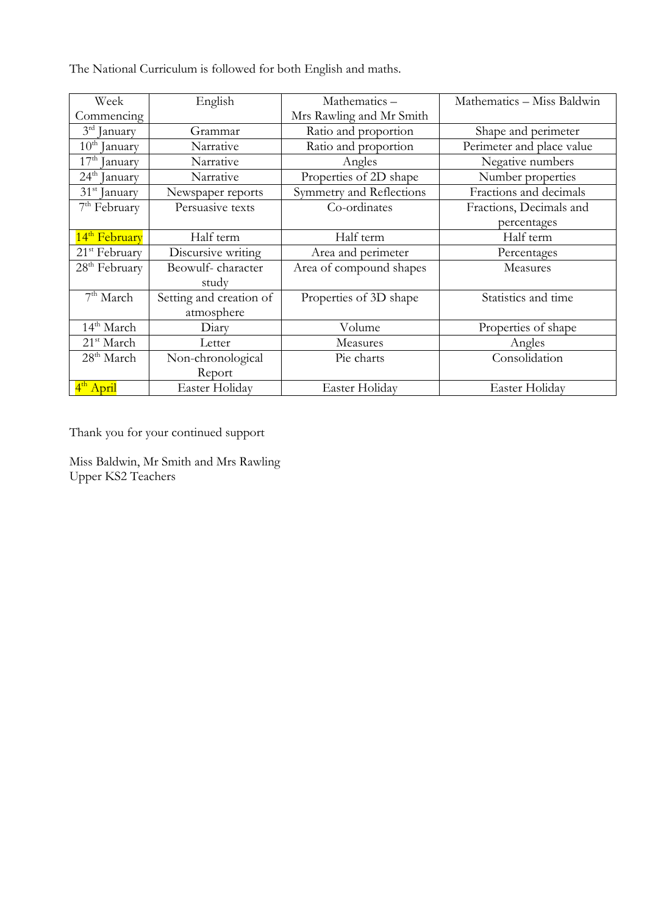The National Curriculum is followed for both English and maths.

| Week Commencing | English | Mathematics – Mrs Rawling and Mr Smith | Mathematics – Miss Baldwin |
|---|---|---|---|
| 3rd January | Grammar | Ratio and proportion | Shape and perimeter |
| 10th January | Narrative | Ratio and proportion | Perimeter and place value |
| 17th January | Narrative | Angles | Negative numbers |
| 24th January | Narrative | Properties of 2D shape | Number properties |
| 31st January | Newspaper reports | Symmetry and Reflections | Fractions and decimals |
| 7th February | Persuasive texts | Co-ordinates | Fractions, Decimals and percentages |
| 14th February | Half term | Half term | Half term |
| 21st February | Discursive writing | Area and perimeter | Percentages |
| 28th February | Beowulf- character study | Area of compound shapes | Measures |
| 7th March | Setting and creation of atmosphere | Properties of 3D shape | Statistics and time |
| 14th March | Diary | Volume | Properties of shape |
| 21st March | Letter | Measures | Angles |
| 28th March | Non-chronological Report | Pie charts | Consolidation |
| 4th April | Easter Holiday | Easter Holiday | Easter Holiday |

Thank you for your continued support

Miss Baldwin, Mr Smith and Mrs Rawling
Upper KS2 Teachers